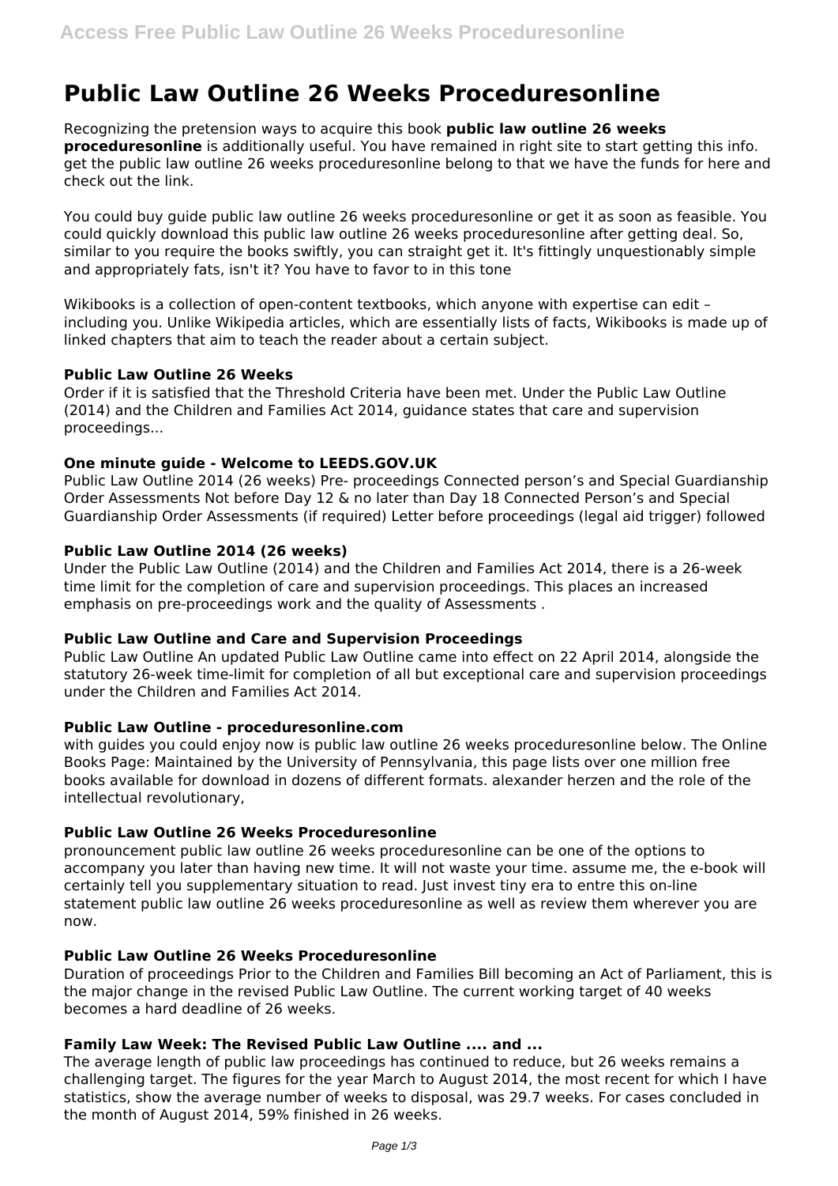# Public Law Outline 26 Weeks Proceduresonline

Recognizing the pretension ways to acquire this book **public law outline 26 weeks proceduresonline** is additionally useful. You have remained in right site to start getting this info. get the public law outline 26 weeks proceduresonline belong to that we have the funds for here and check out the link.

You could buy guide public law outline 26 weeks proceduresonline or get it as soon as feasible. You could quickly download this public law outline 26 weeks proceduresonline after getting deal. So, similar to you require the books swiftly, you can straight get it. It's fittingly unquestionably simple and appropriately fats, isn't it? You have to favor to in this tone

Wikibooks is a collection of open-content textbooks, which anyone with expertise can edit – including you. Unlike Wikipedia articles, which are essentially lists of facts, Wikibooks is made up of linked chapters that aim to teach the reader about a certain subject.

### Public Law Outline 26 Weeks

Order if it is satisfied that the Threshold Criteria have been met. Under the Public Law Outline (2014) and the Children and Families Act 2014, guidance states that care and supervision proceedings...

### One minute guide - Welcome to LEEDS.GOV.UK

Public Law Outline 2014 (26 weeks) Pre- proceedings Connected person's and Special Guardianship Order Assessments Not before Day 12 & no later than Day 18 Connected Person's and Special Guardianship Order Assessments (if required) Letter before proceedings (legal aid trigger) followed

### Public Law Outline 2014 (26 weeks)

Under the Public Law Outline (2014) and the Children and Families Act 2014, there is a 26-week time limit for the completion of care and supervision proceedings. This places an increased emphasis on pre-proceedings work and the quality of Assessments .

### Public Law Outline and Care and Supervision Proceedings

Public Law Outline An updated Public Law Outline came into effect on 22 April 2014, alongside the statutory 26-week time-limit for completion of all but exceptional care and supervision proceedings under the Children and Families Act 2014.

### Public Law Outline - proceduresonline.com

with guides you could enjoy now is public law outline 26 weeks proceduresonline below. The Online Books Page: Maintained by the University of Pennsylvania, this page lists over one million free books available for download in dozens of different formats. alexander herzen and the role of the intellectual revolutionary,

### Public Law Outline 26 Weeks Proceduresonline

pronouncement public law outline 26 weeks proceduresonline can be one of the options to accompany you later than having new time. It will not waste your time. assume me, the e-book will certainly tell you supplementary situation to read. Just invest tiny era to entre this on-line statement public law outline 26 weeks proceduresonline as well as review them wherever you are now.

### Public Law Outline 26 Weeks Proceduresonline

Duration of proceedings Prior to the Children and Families Bill becoming an Act of Parliament, this is the major change in the revised Public Law Outline. The current working target of 40 weeks becomes a hard deadline of 26 weeks.

### Family Law Week: The Revised Public Law Outline .... and ...

The average length of public law proceedings has continued to reduce, but 26 weeks remains a challenging target. The figures for the year March to August 2014, the most recent for which I have statistics, show the average number of weeks to disposal, was 29.7 weeks. For cases concluded in the month of August 2014, 59% finished in 26 weeks.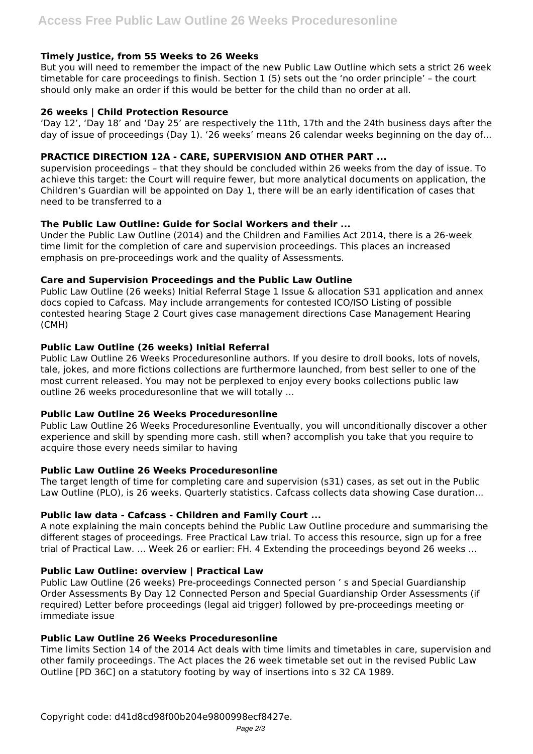### Timely Justice, from 55 Weeks to 26 Weeks

But you will need to remember the impact of the new Public Law Outline which sets a strict 26 week timetable for care proceedings to finish. Section 1 (5) sets out the 'no order principle' – the court should only make an order if this would be better for the child than no order at all.

### 26 weeks | Child Protection Resource

'Day 12', 'Day 18' and 'Day 25' are respectively the 11th, 17th and the 24th business days after the day of issue of proceedings (Day 1). '26 weeks' means 26 calendar weeks beginning on the day of...

### PRACTICE DIRECTION 12A - CARE, SUPERVISION AND OTHER PART ...

supervision proceedings – that they should be concluded within 26 weeks from the day of issue. To achieve this target: the Court will require fewer, but more analytical documents on application, the Children's Guardian will be appointed on Day 1, there will be an early identification of cases that need to be transferred to a

### The Public Law Outline: Guide for Social Workers and their ...

Under the Public Law Outline (2014) and the Children and Families Act 2014, there is a 26-week time limit for the completion of care and supervision proceedings. This places an increased emphasis on pre-proceedings work and the quality of Assessments.

### Care and Supervision Proceedings and the Public Law Outline

Public Law Outline (26 weeks) Initial Referral Stage 1 Issue & allocation S31 application and annex docs copied to Cafcass. May include arrangements for contested ICO/ISO Listing of possible contested hearing Stage 2 Court gives case management directions Case Management Hearing (CMH)

### Public Law Outline (26 weeks) Initial Referral

Public Law Outline 26 Weeks Proceduresonline authors. If you desire to droll books, lots of novels, tale, jokes, and more fictions collections are furthermore launched, from best seller to one of the most current released. You may not be perplexed to enjoy every books collections public law outline 26 weeks proceduresonline that we will totally ...

### Public Law Outline 26 Weeks Proceduresonline

Public Law Outline 26 Weeks Proceduresonline Eventually, you will unconditionally discover a other experience and skill by spending more cash. still when? accomplish you take that you require to acquire those every needs similar to having

### Public Law Outline 26 Weeks Proceduresonline

The target length of time for completing care and supervision (s31) cases, as set out in the Public Law Outline (PLO), is 26 weeks. Quarterly statistics. Cafcass collects data showing Case duration...

### Public law data - Cafcass - Children and Family Court ...

A note explaining the main concepts behind the Public Law Outline procedure and summarising the different stages of proceedings. Free Practical Law trial. To access this resource, sign up for a free trial of Practical Law. ... Week 26 or earlier: FH. 4 Extending the proceedings beyond 26 weeks ...

### Public Law Outline: overview | Practical Law

Public Law Outline (26 weeks) Pre-proceedings Connected person ' s and Special Guardianship Order Assessments By Day 12 Connected Person and Special Guardianship Order Assessments (if required) Letter before proceedings (legal aid trigger) followed by pre-proceedings meeting or immediate issue

### Public Law Outline 26 Weeks Proceduresonline

Time limits Section 14 of the 2014 Act deals with time limits and timetables in care, supervision and other family proceedings. The Act places the 26 week timetable set out in the revised Public Law Outline [PD 36C] on a statutory footing by way of insertions into s 32 CA 1989.

Copyright code: d41d8cd98f00b204e9800998ecf8427e.